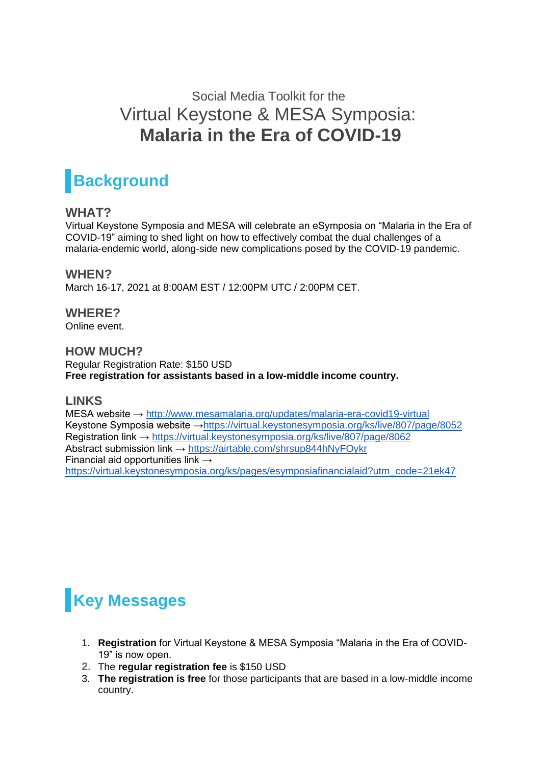Social Media Toolkit for the

# Virtual Keystone & MESA Symposia: **Malaria in the Era of COVID-19**

## Background

### WHAT?

Virtual Keystone Symposia and MESA will celebrate an eSymposia on "Malaria in the Era of COVID-19" aiming to shed light on how to effectively combat the dual challenges of a malaria-endemic world, along-side new complications posed by the COVID-19 pandemic.

### WHEN?

March 16-17, 2021 at 8:00AM EST / 12:00PM UTC / 2:00PM CET.

### WHERE?

Online event.

### HOW MUCH?

Regular Registration Rate: $150 USD
**Free registration for assistants based in a low-middle income country.**

### LINKS

MESA website → http://www.mesamalaria.org/updates/malaria-era-covid19-virtual
Keystone Symposia website →https://virtual.keystonesymposia.org/ks/live/807/page/8052
Registration link → https://virtual.keystonesymposia.org/ks/live/807/page/8062
Abstract submission link → https://airtable.com/shrsup844hNyFOykr
Financial aid opportunities link →
https://virtual.keystonesymposia.org/ks/pages/esymposiafinancialaid?utm_code=21ek47

## Key Messages

1. **Registration** for Virtual Keystone & MESA Symposia "Malaria in the Era of COVID-19" is now open.
2. The **regular registration fee** is $150 USD
3. **The registration is free** for those participants that are based in a low-middle income country.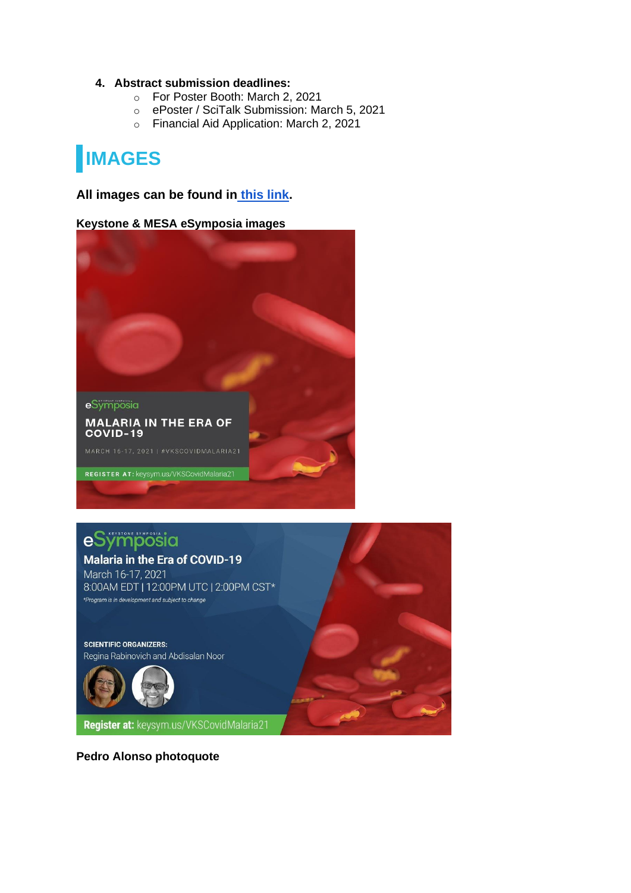4. **Abstract submission deadlines:**
    - For Poster Booth: March 2, 2021
    - ePoster / SciTalk Submission: March 5, 2021
    - Financial Aid Application: March 2, 2021

# IMAGES

**All images can be found in this link.**

**Keystone & MESA eSymposia images**

**Pedro Alonso photoquote**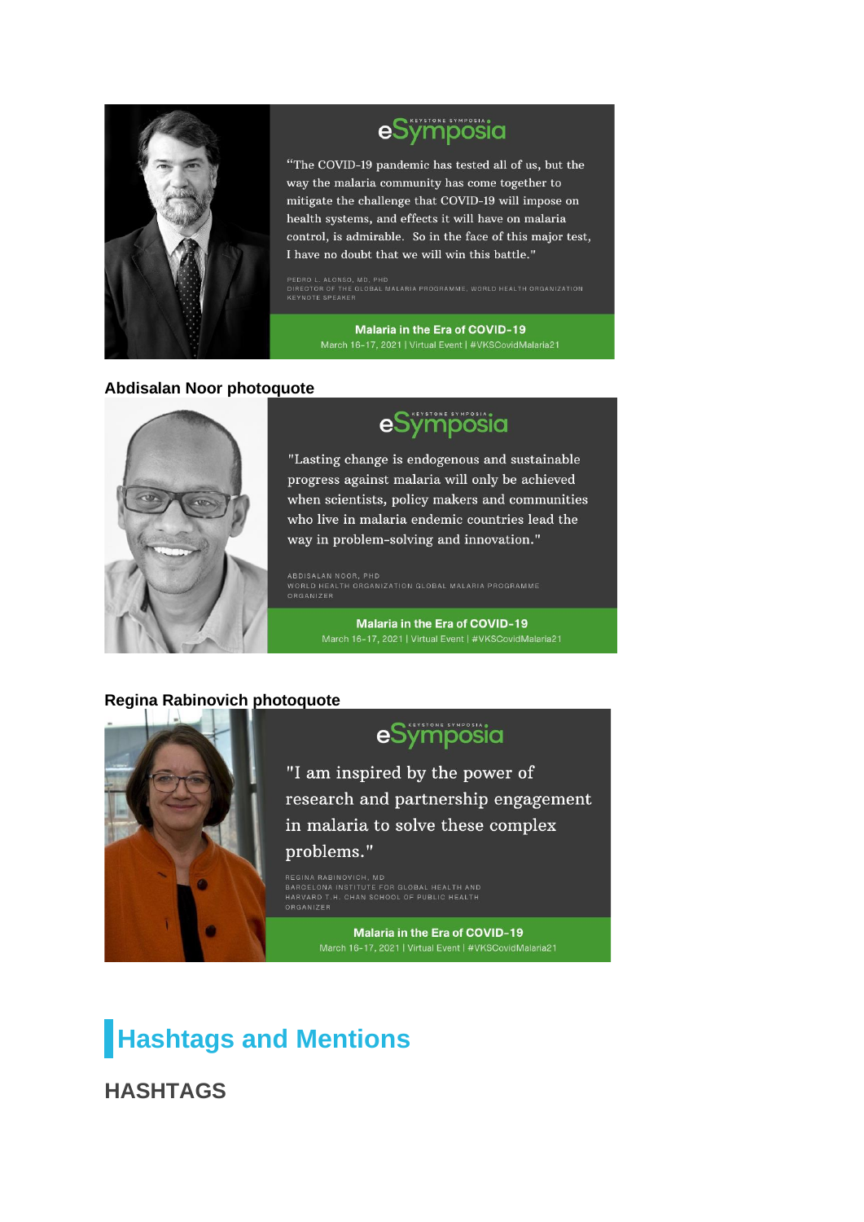eSymposia

"The COVID-19 pandemic has tested all of us, but the way the malaria community has come together to mitigate the challenge that COVID-19 will impose on health systems, and effects it will have on malaria control, is admirable.  So in the face of this major test, I have no doubt that we will win this battle."

PEDRO L. ALONSO, MD, PHD
DIRECTOR OF THE GLOBAL MALARIA PROGRAMME, WORLD HEALTH ORGANIZATION
KEYNOTE SPEAKER

**Malaria in the Era of COVID-19**
March 16-17, 2021 | Virtual Event | #VKSCovidMalaria21

**Abdisalan Noor photoquote**

eSymposia

"Lasting change is endogenous and sustainable progress against malaria will only be achieved when scientists, policy makers and communities who live in malaria endemic countries lead the way in problem-solving and innovation."

ABDISALAN NOOR, PHD
WORLD HEALTH ORGANIZATION GLOBAL MALARIA PROGRAMME
ORGANIZER

**Malaria in the Era of COVID-19**
March 16-17, 2021 | Virtual Event | #VKSCovidMalaria21

**Regina Rabinovich photoquote**

eSymposia

"I am inspired by the power of research and partnership engagement in malaria to solve these complex problems."

REGINA RABINOVICH, MD
BARCELONA INSTITUTE FOR GLOBAL HEALTH AND
HARVARD T.H. CHAN SCHOOL OF PUBLIC HEALTH
ORGANIZER

**Malaria in the Era of COVID-19**
March 16-17, 2021 | Virtual Event | #VKSCovidMalaria21

## Hashtags and Mentions

### HASHTAGS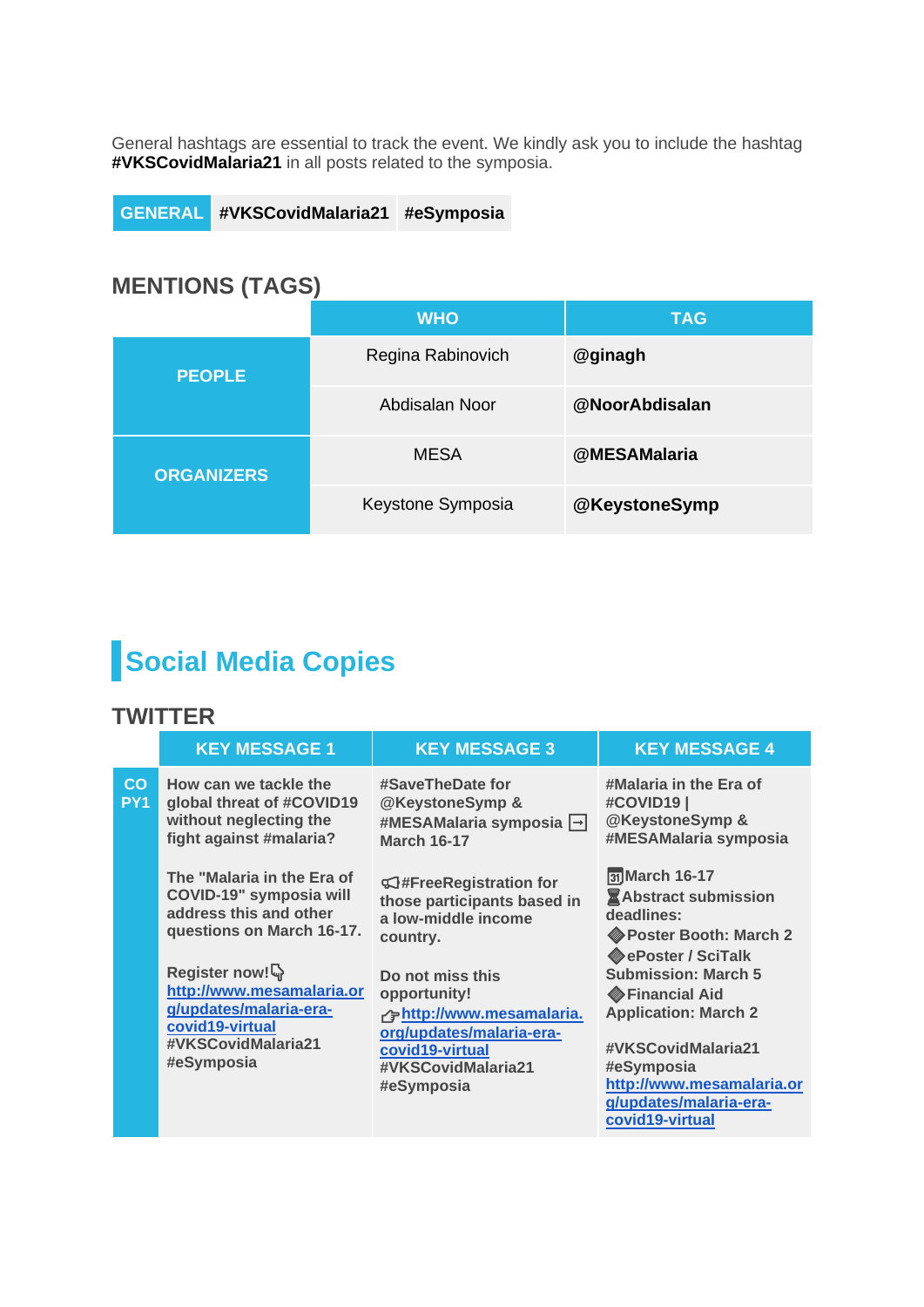General hashtags are essential to track the event. We kindly ask you to include the hashtag **#VKSCovidMalaria21** in all posts related to the symposia.

| GENERAL | #VKSCovidMalaria21 | #eSymposia |
|---|---|---|

## MENTIONS (TAGS)

| | WHO | TAG |
|---|---|---|
| PEOPLE | Regina Rabinovich | **@ginagh** |
| | Abdisalan Noor | **@NoorAbdisalan** |
| ORGANIZERS | MESA | **@MESAMalaria** |
| | Keystone Symposia | **@KeystoneSymp** |

# Social Media Copies

## TWITTER

| | KEY MESSAGE 1 | KEY MESSAGE 3 | KEY MESSAGE 4 |
|---|---|---|---|
| COPY1 | **How can we tackle the global threat of #COVID19 without neglecting the fight against #malaria?**<br><br>**The "Malaria in the Era of COVID-19" symposia will address this and other questions on March 16-17.**<br><br>**Register now!👇**<br>[http://www.mesamalaria.org/updates/malaria-era-covid19-virtual](http://www.mesamalaria.org/updates/malaria-era-covid19-virtual)<br>**#VKSCovidMalaria21 #eSymposia** | **#SaveTheDate for @KeystoneSymp & #MESAMalaria symposia ➡ March 16-17**<br><br>**📢#FreeRegistration for those participants based in a low-middle income country.**<br><br>**Do not miss this opportunity!**<br>👉[http://www.mesamalaria.org/updates/malaria-era-covid19-virtual](http://www.mesamalaria.org/updates/malaria-era-covid19-virtual)<br>**#VKSCovidMalaria21 #eSymposia** | **#Malaria in the Era of #COVID19 \| @KeystoneSymp & #MESAMalaria symposia**<br><br>**📅March 16-17**<br>**⌛Abstract submission deadlines:**<br>**🔶Poster Booth: March 2**<br>**🔶ePoster / SciTalk Submission: March 5**<br>**🔶Financial Aid Application: March 2**<br><br>**#VKSCovidMalaria21 #eSymposia**<br>[http://www.mesamalaria.org/updates/malaria-era-covid19-virtual](http://www.mesamalaria.org/updates/malaria-era-covid19-virtual) |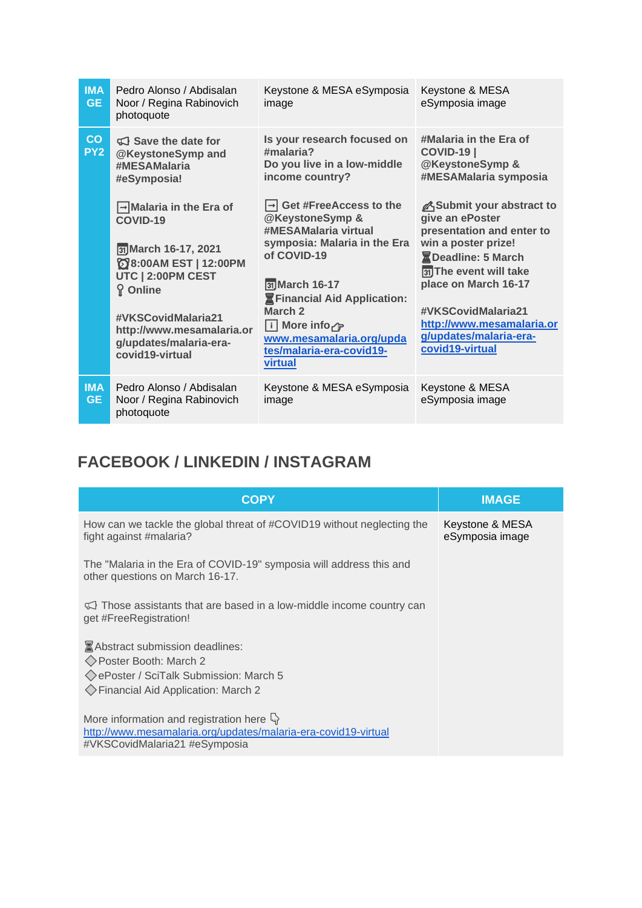| | | | |
|---|---|---|---|
| IMAGE | Pedro Alonso / Abdisalan Noor / Regina Rabinovich photoquote | Keystone & MESA eSymposia image | Keystone & MESA eSymposia image |
| COPY2 | **📢 Save the date for @KeystoneSymp and #MESAMalaria #eSymposia!**<br><br>**➡️Malaria in the Era of COVID-19**<br><br>**📅March 16-17, 2021**<br>**⏰8:00AM EST \| 12:00PM UTC \| 2:00PM CEST**<br>**📍 Online**<br><br>**#VKSCovidMalaria21 http://www.mesamalaria.org/updates/malaria-era-covid19-virtual** | **Is your research focused on #malaria?**<br>**Do you live in a low-middle income country?**<br><br>**➡️ Get #FreeAccess to the @KeystoneSymp & #MESAMalaria virtual symposia: Malaria in the Era of COVID-19**<br><br>**📅March 16-17**<br>**⏳Financial Aid Application: March 2**<br>**ℹ️ More info👉**<br>**[www.mesamalaria.org/updates/malaria-era-covid19-virtual](www.mesamalaria.org/updates/malaria-era-covid19-virtual)** | **#Malaria in the Era of COVID-19 \| @KeystoneSymp & #MESAMalaria symposia**<br><br>**✍️Submit your abstract to give an ePoster presentation and enter to win a poster prize!**<br>**⏳Deadline: 5 March**<br>**📅The event will take place on March 16-17**<br><br>**#VKSCovidMalaria21**<br>**[http://www.mesamalaria.org/updates/malaria-era-covid19-virtual](http://www.mesamalaria.org/updates/malaria-era-covid19-virtual)** |
| IMAGE | Pedro Alonso / Abdisalan Noor / Regina Rabinovich photoquote | Keystone & MESA eSymposia image | Keystone & MESA eSymposia image |

## FACEBOOK / LINKEDIN / INSTAGRAM

| COPY | IMAGE |
|---|---|
| How can we tackle the global threat of #COVID19 without neglecting the fight against #malaria?<br><br>The "Malaria in the Era of COVID-19" symposia will address this and other questions on March 16-17.<br><br>📢 Those assistants that are based in a low-middle income country can get #FreeRegistration!<br><br>⏳Abstract submission deadlines:<br>🔹Poster Booth: March 2<br>🔹ePoster / SciTalk Submission: March 5<br>🔹Financial Aid Application: March 2<br><br>More information and registration here 👇<br>[http://www.mesamalaria.org/updates/malaria-era-covid19-virtual](http://www.mesamalaria.org/updates/malaria-era-covid19-virtual)<br>#VKSCovidMalaria21 #eSymposia | Keystone & MESA eSymposia image |